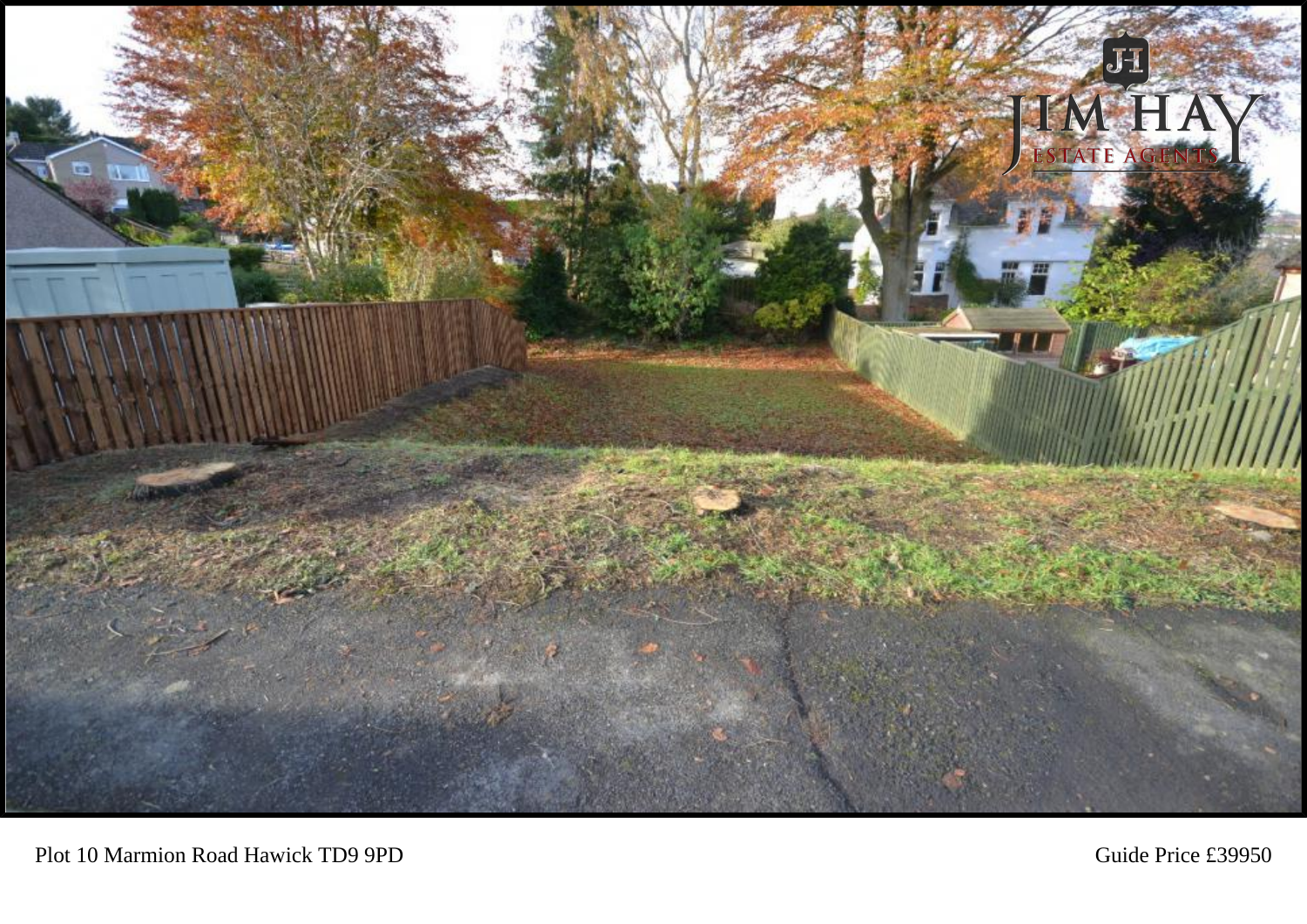Plot 10 Marmion Road Hawick TD9 9PD

Guide Price £39950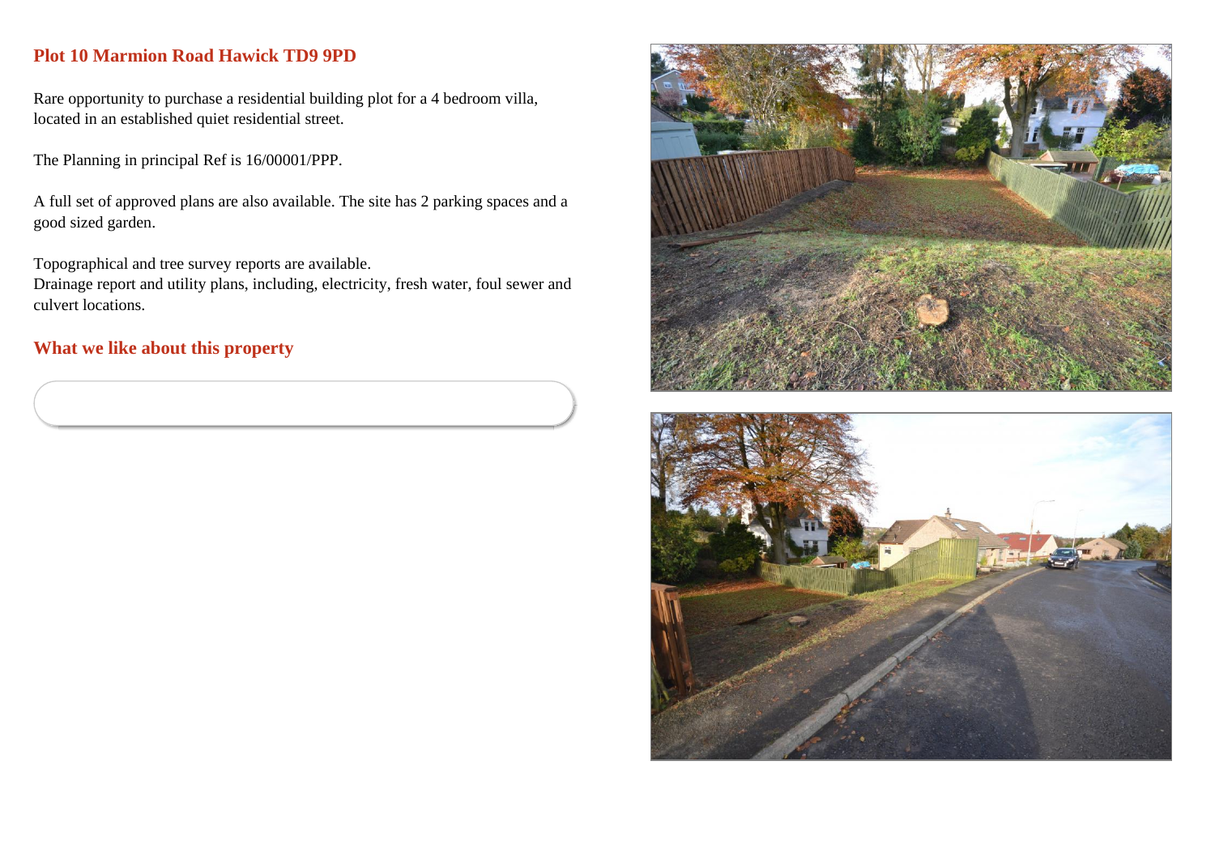## Plot 10 Marmion Road Hawick TD9 9PD

Rare opportunity to purchase a residential building plot for a 4 bedroom villa, located in an established quiet residential street.

The Planning in principal Ref is 16/00001/PPP.

A full set of approved plans are also available. The site has 2 parking spaces and a good sized garden.

Topographical and tree survey reports are available.
Drainage report and utility plans, including, electricity, fresh water, foul sewer and culvert locations.

## What we like about this property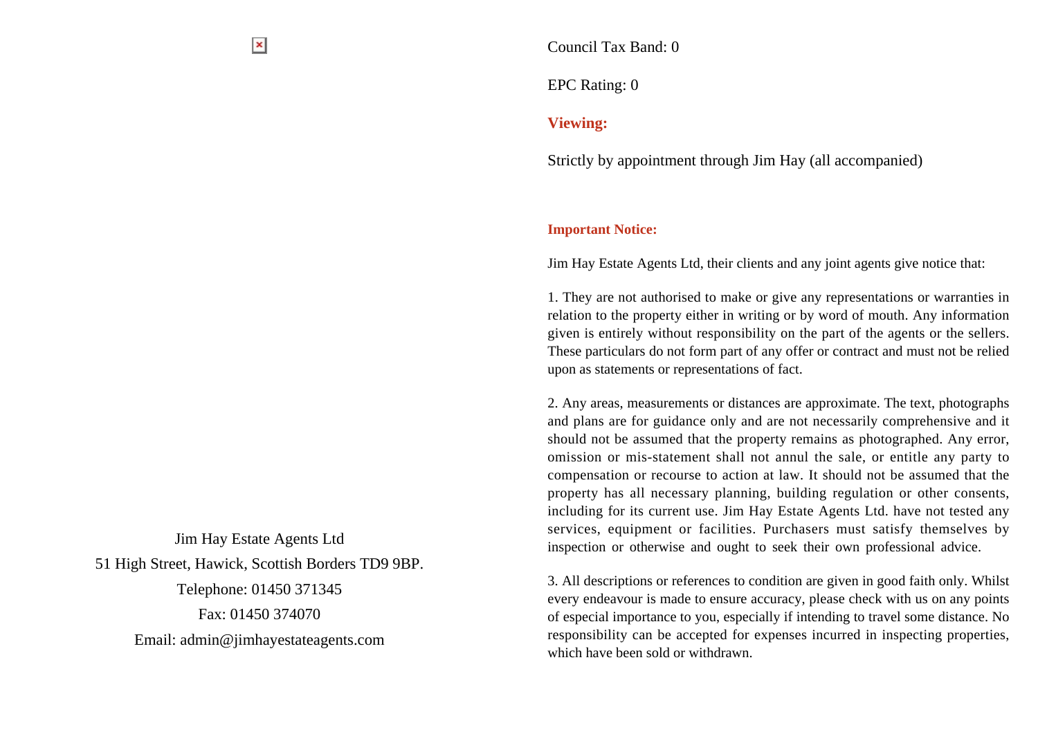Jim Hay Estate Agents Ltd

51 High Street, Hawick, Scottish Borders TD9 9BP.

Telephone: 01450 371345

Fax: 01450 374070

Email: admin@jimhayestateagents.com

Council Tax Band: 0

EPC Rating: 0

**Viewing:**

Strictly by appointment through Jim Hay (all accompanied)

**Important Notice:**

Jim Hay Estate Agents Ltd, their clients and any joint agents give notice that:

1. They are not authorised to make or give any representations or warranties in relation to the property either in writing or by word of mouth. Any information given is entirely without responsibility on the part of the agents or the sellers. These particulars do not form part of any offer or contract and must not be relied upon as statements or representations of fact.

2. Any areas, measurements or distances are approximate. The text, photographs and plans are for guidance only and are not necessarily comprehensive and it should not be assumed that the property remains as photographed. Any error, omission or mis-statement shall not annul the sale, or entitle any party to compensation or recourse to action at law. It should not be assumed that the property has all necessary planning, building regulation or other consents, including for its current use. Jim Hay Estate Agents Ltd. have not tested any services, equipment or facilities. Purchasers must satisfy themselves by inspection or otherwise and ought to seek their own professional advice.

3. All descriptions or references to condition are given in good faith only. Whilst every endeavour is made to ensure accuracy, please check with us on any points of especial importance to you, especially if intending to travel some distance. No responsibility can be accepted for expenses incurred in inspecting properties, which have been sold or withdrawn.